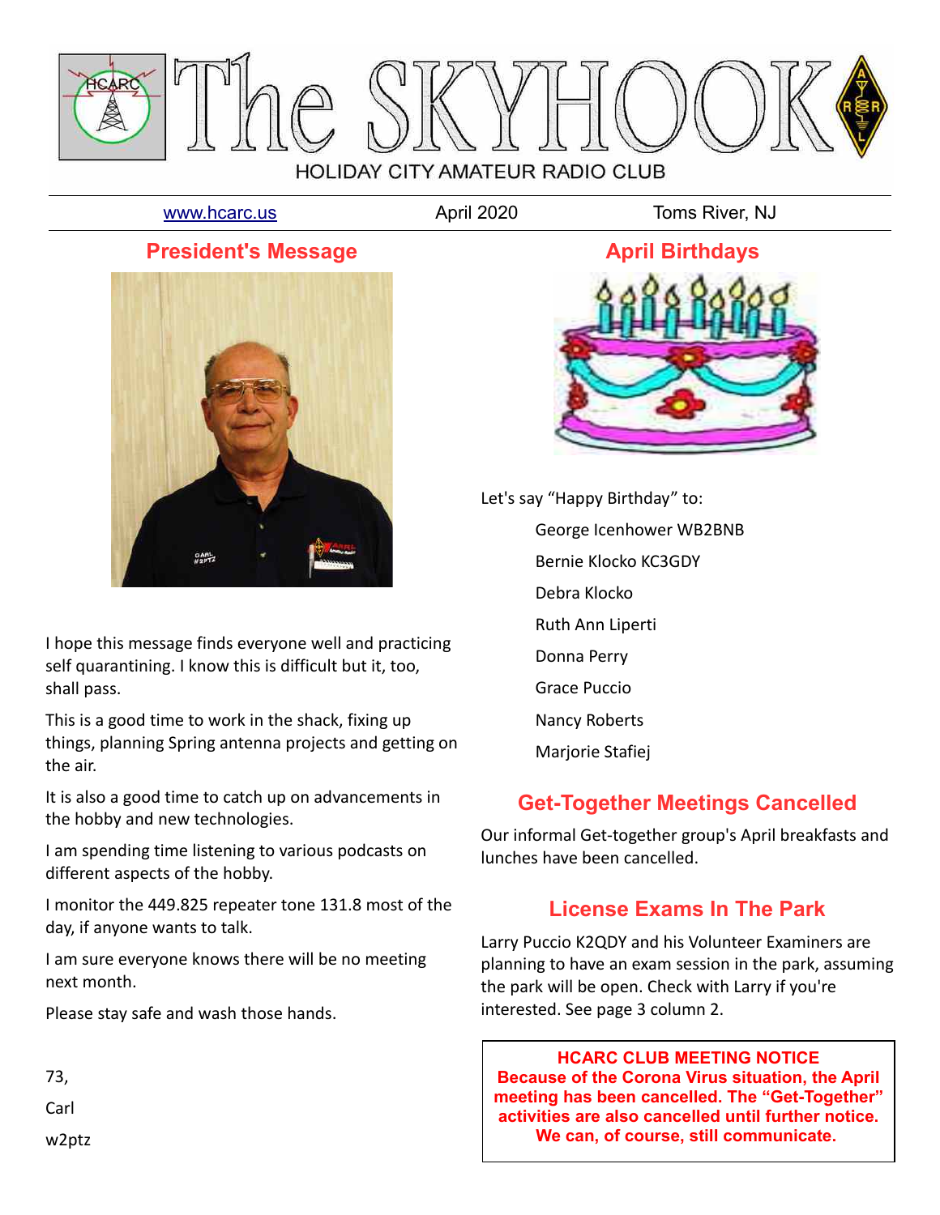# The SKYHOOK

HOLIDAY CITY AMATEUR RADIO CLUB

www.hcarc.us | April 2020 | Toms River, NJ

## President's Message

I hope this message finds everyone well and practicing self quarantining. I know this is difficult but it, too, shall pass.

This is a good time to work in the shack, fixing up things, planning Spring antenna projects and getting on the air.

It is also a good time to catch up on advancements in the hobby and new technologies.

I am spending time listening to various podcasts on different aspects of the hobby.

I monitor the 449.825 repeater tone 131.8 most of the day, if anyone wants to talk.

I am sure everyone knows there will be no meeting next month.

Please stay safe and wash those hands.

73,

Carl

w2ptz

## April Birthdays

Let's say "Happy Birthday" to:

- George Icenhower WB2BNB
- Bernie Klocko KC3GDY
- Debra Klocko
- Ruth Ann Liperti
- Donna Perry
- Grace Puccio
- Nancy Roberts
- Marjorie Stafiej

## Get-Together Meetings Cancelled

Our informal Get-together group's April breakfasts and lunches have been cancelled.

## License Exams In The Park

Larry Puccio K2QDY and his Volunteer Examiners are planning to have an exam session in the park, assuming the park will be open. Check with Larry if you're interested. See page 3 column 2.

**HCARC CLUB MEETING NOTICE**

**Because of the Corona Virus situation, the April meeting has been cancelled. The "Get-Together" activities are also cancelled until further notice. We can, of course, still communicate.**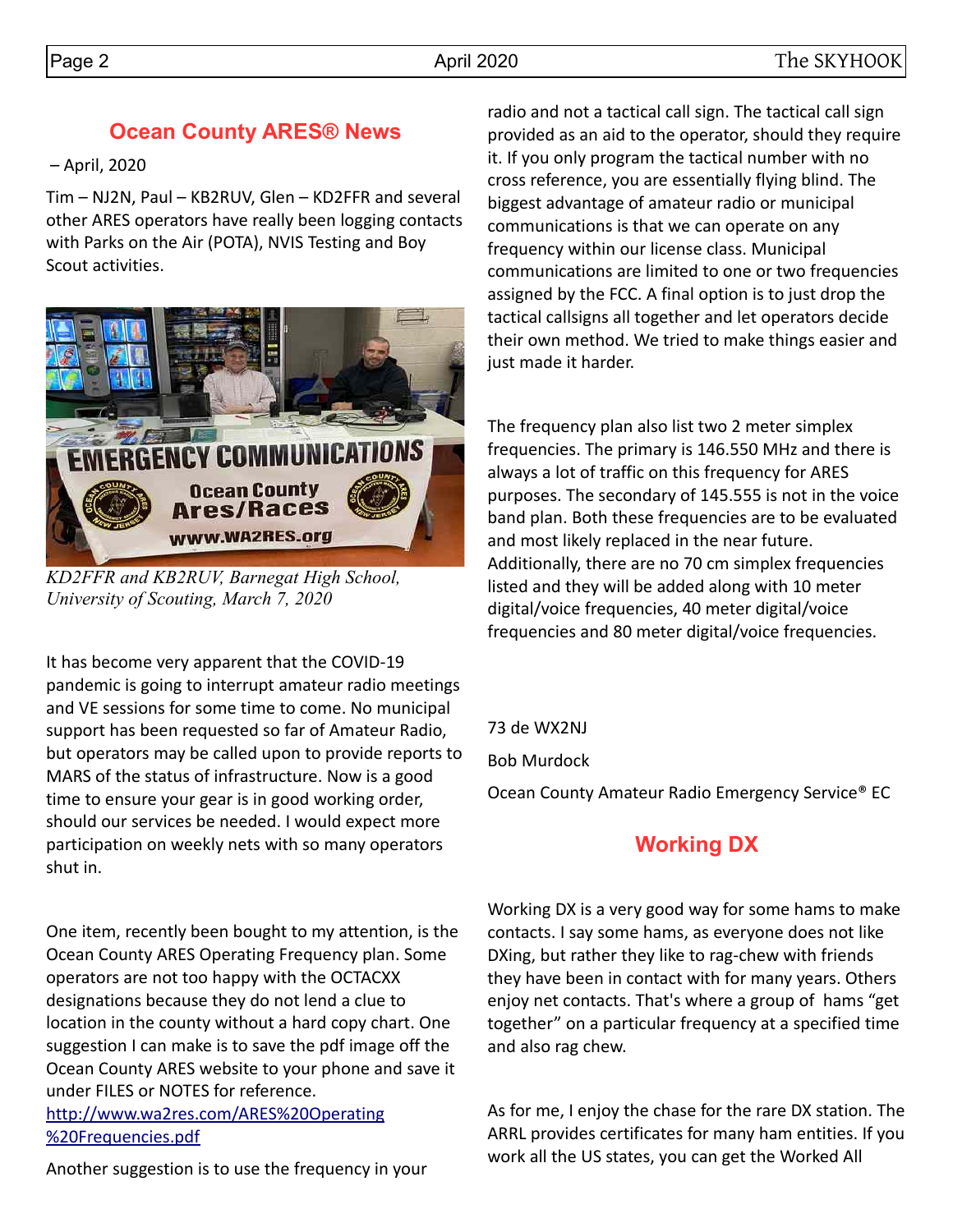## Ocean County ARES® News

– April, 2020

Tim – NJ2N, Paul – KB2RUV, Glen – KD2FFR and several other ARES operators have really been logging contacts with Parks on the Air (POTA), NVIS Testing and Boy Scout activities.

*KD2FFR and KB2RUV, Barnegat High School, University of Scouting, March 7, 2020*

It has become very apparent that the COVID-19 pandemic is going to interrupt amateur radio meetings and VE sessions for some time to come. No municipal support has been requested so far of Amateur Radio, but operators may be called upon to provide reports to MARS of the status of infrastructure. Now is a good time to ensure your gear is in good working order, should our services be needed. I would expect more participation on weekly nets with so many operators shut in.

One item, recently been bought to my attention, is the Ocean County ARES Operating Frequency plan. Some operators are not too happy with the OCTACXX designations because they do not lend a clue to location in the county without a hard copy chart. One suggestion I can make is to save the pdf image off the Ocean County ARES website to your phone and save it under FILES or NOTES for reference.
http://www.wa2res.com/ARES%20Operating%20Frequencies.pdf

Another suggestion is to use the frequency in your radio and not a tactical call sign. The tactical call sign provided as an aid to the operator, should they require it. If you only program the tactical number with no cross reference, you are essentially flying blind. The biggest advantage of amateur radio or municipal communications is that we can operate on any frequency within our license class. Municipal communications are limited to one or two frequencies assigned by the FCC. A final option is to just drop the tactical callsigns all together and let operators decide their own method. We tried to make things easier and just made it harder.

The frequency plan also list two 2 meter simplex frequencies. The primary is 146.550 MHz and there is always a lot of traffic on this frequency for ARES purposes. The secondary of 145.555 is not in the voice band plan. Both these frequencies are to be evaluated and most likely replaced in the near future. Additionally, there are no 70 cm simplex frequencies listed and they will be added along with 10 meter digital/voice frequencies, 40 meter digital/voice frequencies and 80 meter digital/voice frequencies.

73 de WX2NJ

Bob Murdock

Ocean County Amateur Radio Emergency Service® EC

## Working DX

Working DX is a very good way for some hams to make contacts. I say some hams, as everyone does not like DXing, but rather they like to rag-chew with friends they have been in contact with for many years. Others enjoy net contacts. That's where a group of hams "get together" on a particular frequency at a specified time and also rag chew.

As for me, I enjoy the chase for the rare DX station. The ARRL provides certificates for many ham entities. If you work all the US states, you can get the Worked All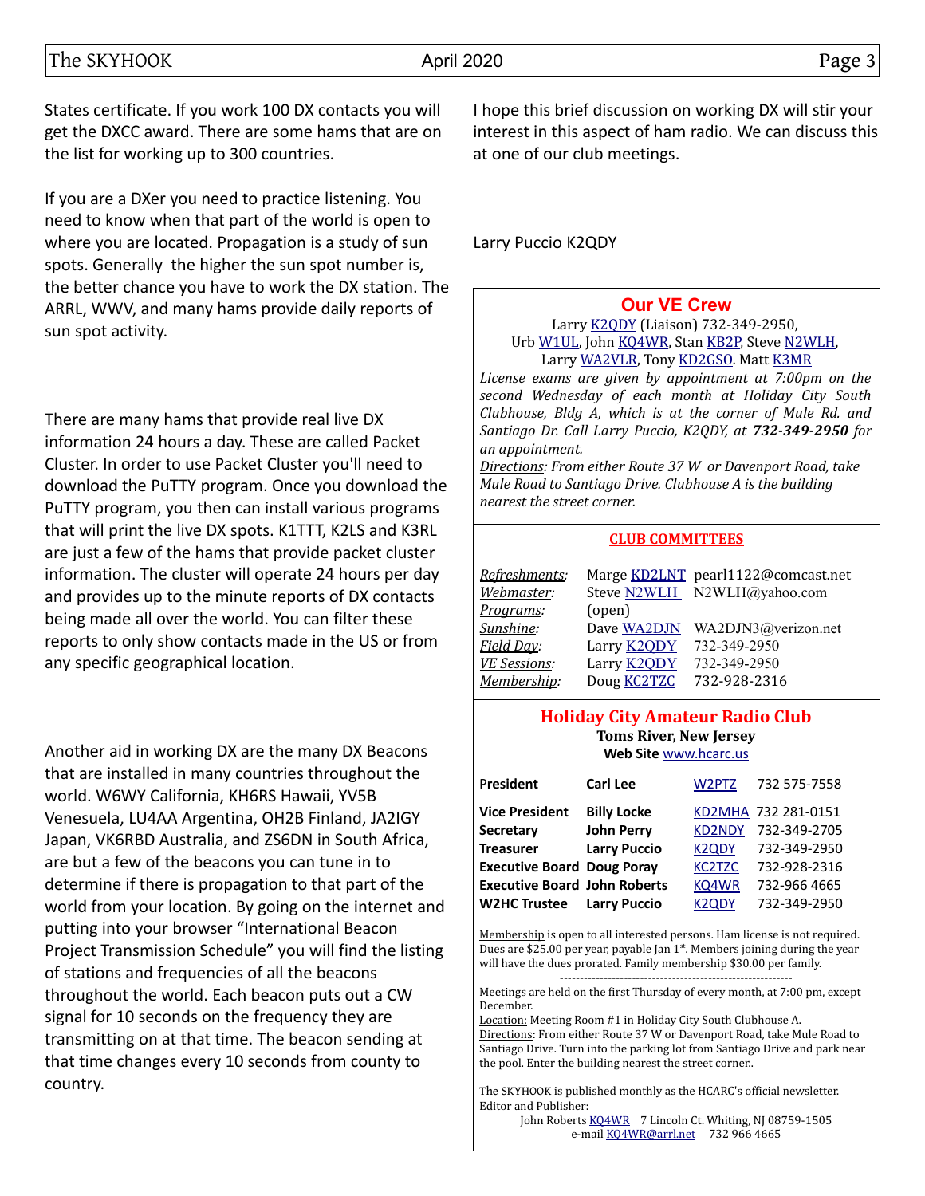States certificate. If you work 100 DX contacts you will get the DXCC award. There are some hams that are on the list for working up to 300 countries.

If you are a DXer you need to practice listening. You need to know when that part of the world is open to where you are located. Propagation is a study of sun spots. Generally the higher the sun spot number is, the better chance you have to work the DX station. The ARRL, WWV, and many hams provide daily reports of sun spot activity.

There are many hams that provide real live DX information 24 hours a day. These are called Packet Cluster. In order to use Packet Cluster you'll need to download the PuTTY program. Once you download the PuTTY program, you then can install various programs that will print the live DX spots. K1TTT, K2LS and K3RL are just a few of the hams that provide packet cluster information. The cluster will operate 24 hours per day and provides up to the minute reports of DX contacts being made all over the world. You can filter these reports to only show contacts made in the US or from any specific geographical location.

Another aid in working DX are the many DX Beacons that are installed in many countries throughout the world. W6WY California, KH6RS Hawaii, YV5B Venesuela, LU4AA Argentina, OH2B Finland, JA2IGY Japan, VK6RBD Australia, and ZS6DN in South Africa, are but a few of the beacons you can tune in to determine if there is propagation to that part of the world from your location. By going on the internet and putting into your browser "International Beacon Project Transmission Schedule" you will find the listing of stations and frequencies of all the beacons throughout the world. Each beacon puts out a CW signal for 10 seconds on the frequency they are transmitting on at that time. The beacon sending at that time changes every 10 seconds from county to country.

I hope this brief discussion on working DX will stir your interest in this aspect of ham radio. We can discuss this at one of our club meetings.

Larry Puccio K2QDY

## Our VE Crew

Larry K2QDY (Liaison) 732-349-2950,
Urb W1UL, John KQ4WR, Stan KB2P, Steve N2WLH,
Larry WA2VLR, Tony KD2GSO. Matt K3MR

*License exams are given by appointment at 7:00pm on the second Wednesday of each month at Holiday City South Clubhouse, Bldg A, which is at the corner of Mule Rd. and Santiago Dr. Call Larry Puccio, K2QDY, at **732-349-2950** for an appointment.*

*Directions: From either Route 37 W or Davenport Road, take Mule Road to Santiago Drive. Clubhouse A is the building nearest the street corner.*

## CLUB COMMITTEES

| | | |
|---|---|---|
| *Refreshments:* | Marge KD2LNT | pearl1122@comcast.net |
| *Webmaster:* | Steve N2WLH | N2WLH@yahoo.com |
| *Programs:* | (open) | |
| *Sunshine:* | Dave WA2DJN | WA2DJN3@verizon.net |
| *Field Day:* | Larry K2QDY | 732-349-2950 |
| *VE Sessions:* | Larry K2QDY | 732-349-2950 |
| *Membership:* | Doug KC2TZC | 732-928-2316 |

## Holiday City Amateur Radio Club

**Toms River, New Jersey**

**Web Site** www.hcarc.us

| | | | |
|---|---|---|---|
| **President** | **Carl Lee** | W2PTZ | 732 575-7558 |
| **Vice President** | **Billy Locke** | KD2MHA | 732 281-0151 |
| **Secretary** | **John Perry** | KD2NDY | 732-349-2705 |
| **Treasurer** | **Larry Puccio** | K2QDY | 732-349-2950 |
| **Executive Board** | **Doug Poray** | KC2TZC | 732-928-2316 |
| **Executive Board** | **John Roberts** | KQ4WR | 732-966 4665 |
| **W2HC Trustee** | **Larry Puccio** | K2QDY | 732-349-2950 |

Membership is open to all interested persons. Ham license is not required. Dues are $25.00 per year, payable Jan 1st. Members joining during the year will have the dues prorated. Family membership $30.00 per family.

---

Meetings are held on the first Thursday of every month, at 7:00 pm, except December.

Location: Meeting Room #1 in Holiday City South Clubhouse A.

Directions: From either Route 37 W or Davenport Road, take Mule Road to Santiago Drive. Turn into the parking lot from Santiago Drive and park near the pool. Enter the building nearest the street corner..

The SKYHOOK is published monthly as the HCARC's official newsletter.
Editor and Publisher:
John Roberts KQ4WR 7 Lincoln Ct. Whiting, NJ 08759-1505
e-mail KQ4WR@arrl.net 732 966 4665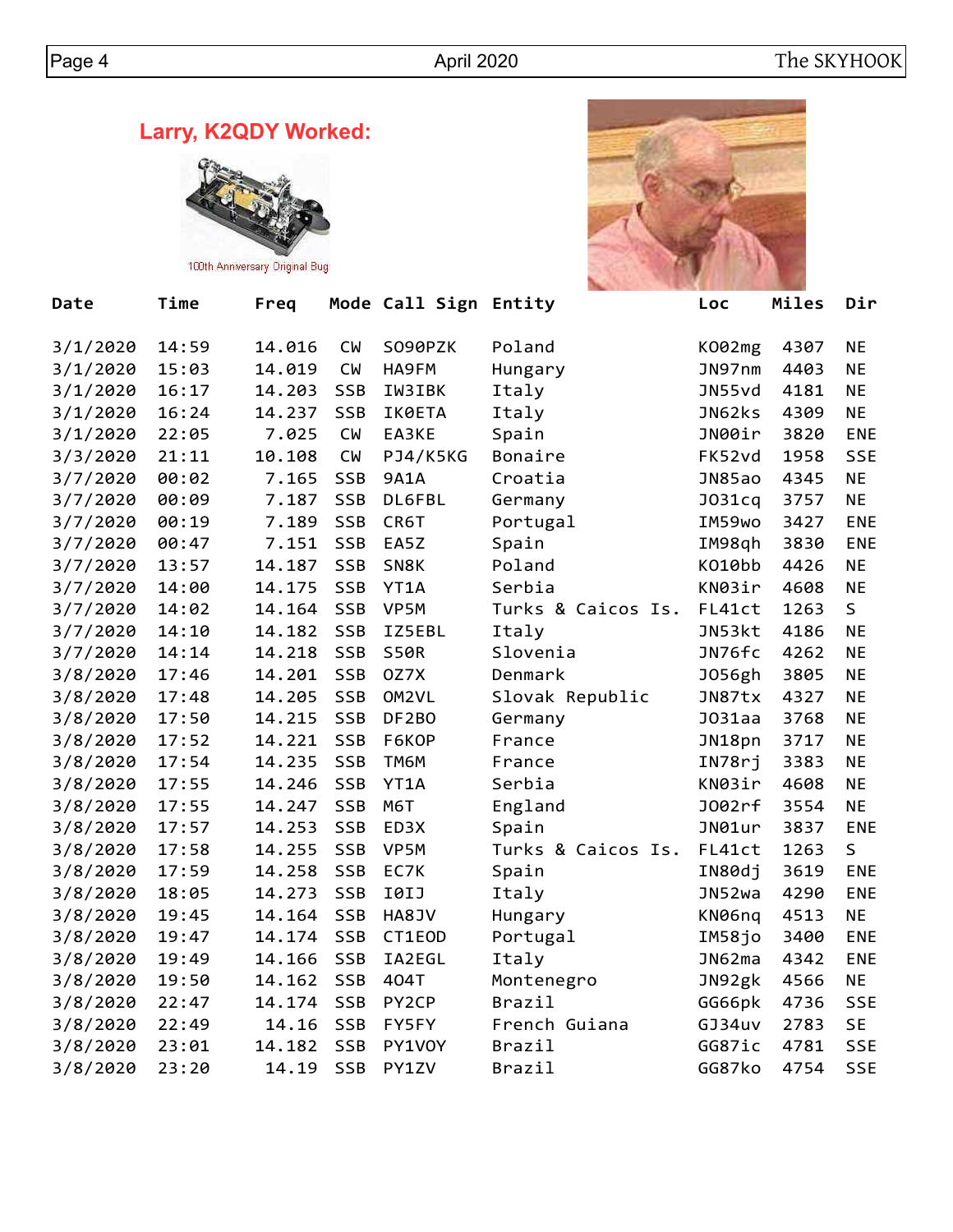## Larry, K2QDY Worked:

100th Anniversary Original Bug

| Date | Time | Freq | Mode | Call Sign | Entity | Loc | Miles | Dir |
|---|---|---|---|---|---|---|---|---|
| 3/1/2020 | 14:59 | 14.016 | CW | SO90PZK | Poland | KO02mg | 4307 | NE |
| 3/1/2020 | 15:03 | 14.019 | CW | HA9FM | Hungary | JN97nm | 4403 | NE |
| 3/1/2020 | 16:17 | 14.203 | SSB | IW3IBK | Italy | JN55vd | 4181 | NE |
| 3/1/2020 | 16:24 | 14.237 | SSB | IK0ETA | Italy | JN62ks | 4309 | NE |
| 3/1/2020 | 22:05 | 7.025 | CW | EA3KE | Spain | JN00ir | 3820 | ENE |
| 3/3/2020 | 21:11 | 10.108 | CW | PJ4/K5KG | Bonaire | FK52vd | 1958 | SSE |
| 3/7/2020 | 00:02 | 7.165 | SSB | 9A1A | Croatia | JN85ao | 4345 | NE |
| 3/7/2020 | 00:09 | 7.187 | SSB | DL6FBL | Germany | JO31cq | 3757 | NE |
| 3/7/2020 | 00:19 | 7.189 | SSB | CR6T | Portugal | IM59wo | 3427 | ENE |
| 3/7/2020 | 00:47 | 7.151 | SSB | EA5Z | Spain | IM98qh | 3830 | ENE |
| 3/7/2020 | 13:57 | 14.187 | SSB | SN8K | Poland | KO10bb | 4426 | NE |
| 3/7/2020 | 14:00 | 14.175 | SSB | YT1A | Serbia | KN03ir | 4608 | NE |
| 3/7/2020 | 14:02 | 14.164 | SSB | VP5M | Turks & Caicos Is. | FL41ct | 1263 | S |
| 3/7/2020 | 14:10 | 14.182 | SSB | IZ5EBL | Italy | JN53kt | 4186 | NE |
| 3/7/2020 | 14:14 | 14.218 | SSB | S50R | Slovenia | JN76fc | 4262 | NE |
| 3/8/2020 | 17:46 | 14.201 | SSB | OZ7X | Denmark | JO56gh | 3805 | NE |
| 3/8/2020 | 17:48 | 14.205 | SSB | OM2VL | Slovak Republic | JN87tx | 4327 | NE |
| 3/8/2020 | 17:50 | 14.215 | SSB | DF2BO | Germany | JO31aa | 3768 | NE |
| 3/8/2020 | 17:52 | 14.221 | SSB | F6KOP | France | JN18pn | 3717 | NE |
| 3/8/2020 | 17:54 | 14.235 | SSB | TM6M | France | IN78rj | 3383 | NE |
| 3/8/2020 | 17:55 | 14.246 | SSB | YT1A | Serbia | KN03ir | 4608 | NE |
| 3/8/2020 | 17:55 | 14.247 | SSB | M6T | England | JO02rf | 3554 | NE |
| 3/8/2020 | 17:57 | 14.253 | SSB | ED3X | Spain | JN01ur | 3837 | ENE |
| 3/8/2020 | 17:58 | 14.255 | SSB | VP5M | Turks & Caicos Is. | FL41ct | 1263 | S |
| 3/8/2020 | 17:59 | 14.258 | SSB | EC7K | Spain | IN80dj | 3619 | ENE |
| 3/8/2020 | 18:05 | 14.273 | SSB | I0IJ | Italy | JN52wa | 4290 | ENE |
| 3/8/2020 | 19:45 | 14.164 | SSB | HA8JV | Hungary | KN06nq | 4513 | NE |
| 3/8/2020 | 19:47 | 14.174 | SSB | CT1EOD | Portugal | IM58jo | 3400 | ENE |
| 3/8/2020 | 19:49 | 14.166 | SSB | IA2EGL | Italy | JN62ma | 4342 | ENE |
| 3/8/2020 | 19:50 | 14.162 | SSB | 4O4T | Montenegro | JN92gk | 4566 | NE |
| 3/8/2020 | 22:47 | 14.174 | SSB | PY2CP | Brazil | GG66pk | 4736 | SSE |
| 3/8/2020 | 22:49 | 14.16 | SSB | FY5FY | French Guiana | GJ34uv | 2783 | SE |
| 3/8/2020 | 23:01 | 14.182 | SSB | PY1VOY | Brazil | GG87ic | 4781 | SSE |
| 3/8/2020 | 23:20 | 14.19 | SSB | PY1ZV | Brazil | GG87ko | 4754 | SSE |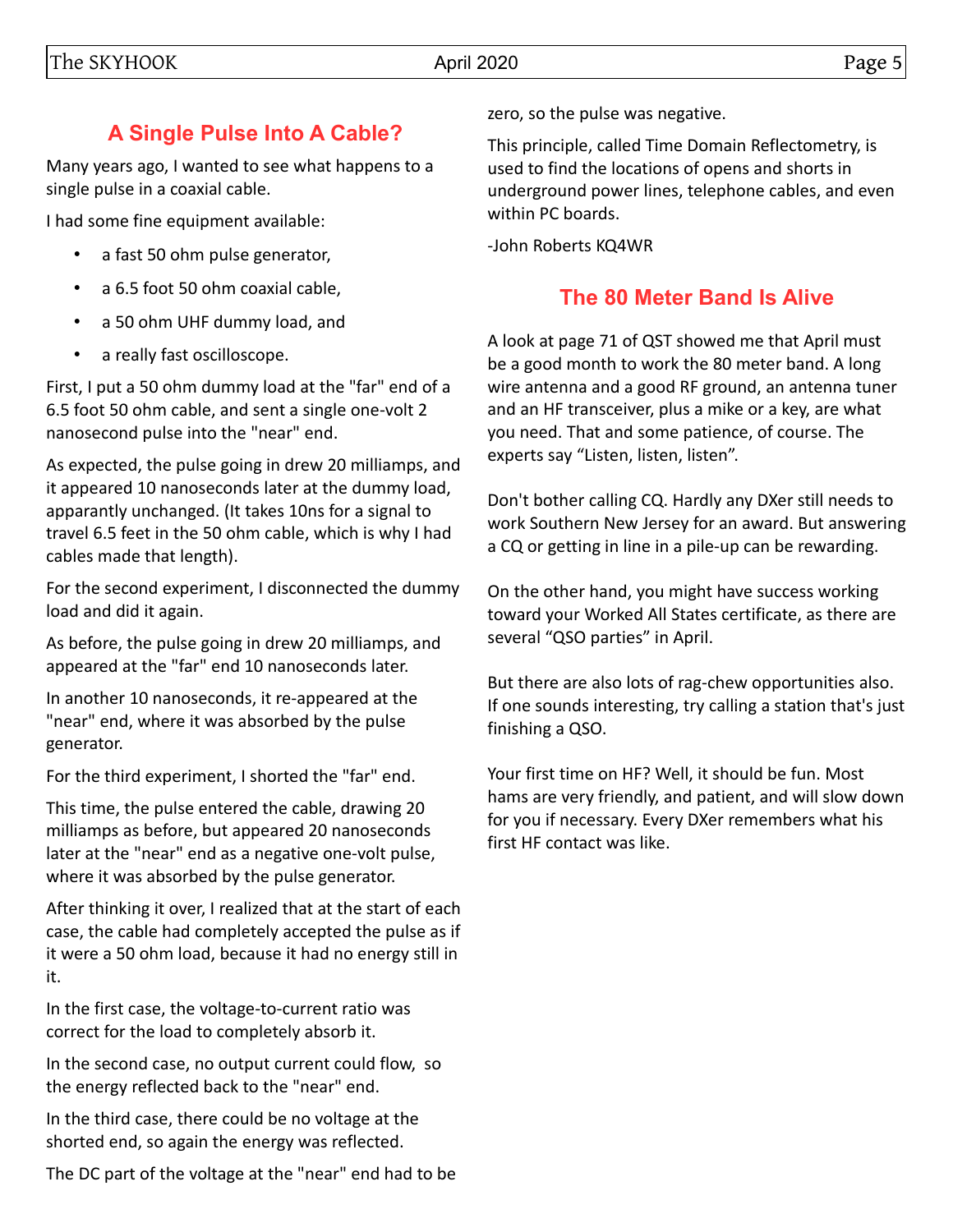## A Single Pulse Into A Cable?

Many years ago, I wanted to see what happens to a single pulse in a coaxial cable.

I had some fine equipment available:

- a fast 50 ohm pulse generator,
- a 6.5 foot 50 ohm coaxial cable,
- a 50 ohm UHF dummy load, and
- a really fast oscilloscope.

First, I put a 50 ohm dummy load at the "far" end of a 6.5 foot 50 ohm cable, and sent a single one-volt 2 nanosecond pulse into the "near" end.

As expected, the pulse going in drew 20 milliamps, and it appeared 10 nanoseconds later at the dummy load, apparently unchanged. (It takes 10ns for a signal to travel 6.5 feet in the 50 ohm cable, which is why I had cables made that length).

For the second experiment, I disconnected the dummy load and did it again.

As before, the pulse going in drew 20 milliamps, and appeared at the "far" end 10 nanoseconds later.

In another 10 nanoseconds, it re-appeared at the "near" end, where it was absorbed by the pulse generator.

For the third experiment, I shorted the "far" end.

This time, the pulse entered the cable, drawing 20 milliamps as before, but appeared 20 nanoseconds later at the "near" end as a negative one-volt pulse, where it was absorbed by the pulse generator.

After thinking it over, I realized that at the start of each case, the cable had completely accepted the pulse as if it were a 50 ohm load, because it had no energy still in it.

In the first case, the voltage-to-current ratio was correct for the load to completely absorb it.

In the second case, no output current could flow, so the energy reflected back to the "near" end.

In the third case, there could be no voltage at the shorted end, so again the energy was reflected.

The DC part of the voltage at the "near" end had to be zero, so the pulse was negative.

This principle, called Time Domain Reflectometry, is used to find the locations of opens and shorts in underground power lines, telephone cables, and even within PC boards.

-John Roberts KQ4WR

## The 80 Meter Band Is Alive

A look at page 71 of QST showed me that April must be a good month to work the 80 meter band. A long wire antenna and a good RF ground, an antenna tuner and an HF transceiver, plus a mike or a key, are what you need. That and some patience, of course. The experts say “Listen, listen, listen”.

Don't bother calling CQ. Hardly any DXer still needs to work Southern New Jersey for an award. But answering a CQ or getting in line in a pile-up can be rewarding.

On the other hand, you might have success working toward your Worked All States certificate, as there are several “QSO parties” in April.

But there are also lots of rag-chew opportunities also. If one sounds interesting, try calling a station that's just finishing a QSO.

Your first time on HF? Well, it should be fun. Most hams are very friendly, and patient, and will slow down for you if necessary. Every DXer remembers what his first HF contact was like.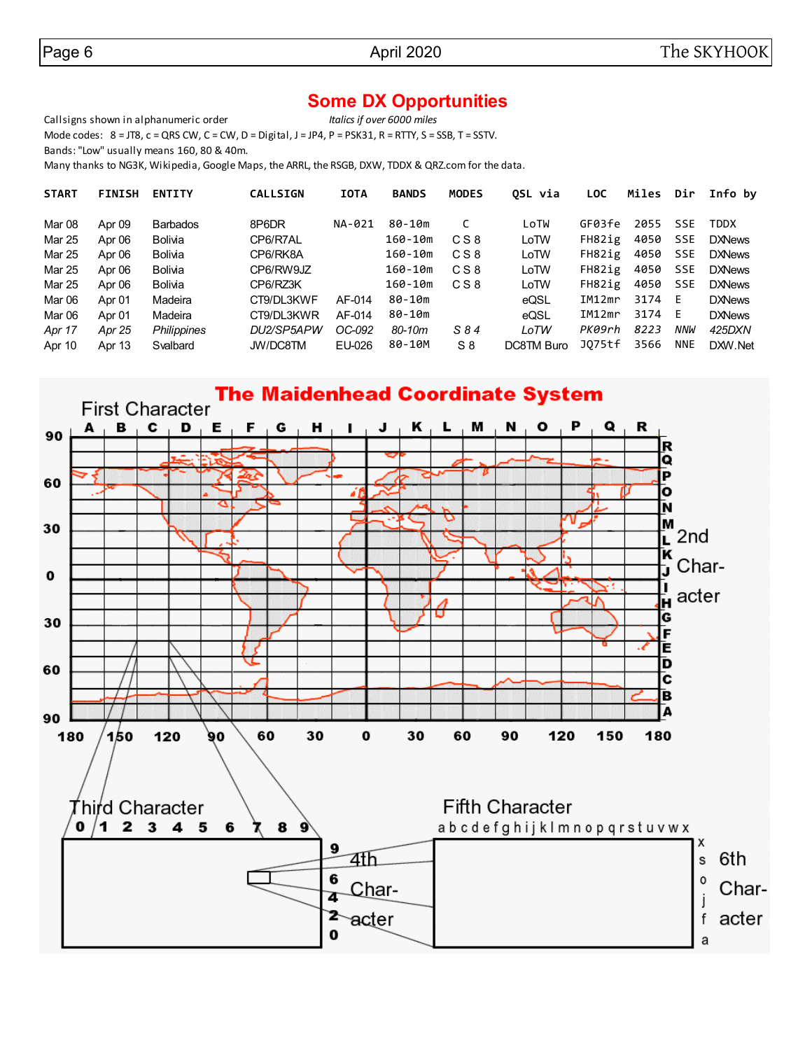## Some DX Opportunities

Callsigns shown in alphanumeric order *Italics if over 6000 miles*

Mode codes: 8 = JT8, c = QRS CW, C = CW, D = Digital, J = JP4, P = PSK31, R = RTTY, S = SSB, T = SSTV.

Bands: "Low" usually means 160, 80 & 40m.

Many thanks to NG3K, Wikipedia, Google Maps, the ARRL, the RSGB, DXW, TDDX & QRZ.com for the data.

| START | FINISH | ENTITY | CALLSIGN | IOTA | BANDS | MODES | QSL via | LOC | Miles | Dir | Info by |
|---|---|---|---|---|---|---|---|---|---|---|---|
| Mar 08 | Apr 09 | Barbados | 8P6DR | NA-021 | 80-10m | C | LoTW | GF03fe | 2055 | SSE | TDDX |
| Mar 25 | Apr 06 | Bolivia | CP6/R7AL | | 160-10m | C S 8 | LoTW | FH82ig | 4050 | SSE | DXNews |
| Mar 25 | Apr 06 | Bolivia | CP6/RK8A | | 160-10m | C S 8 | LoTW | FH82ig | 4050 | SSE | DXNews |
| Mar 25 | Apr 06 | Bolivia | CP6/RW9JZ | | 160-10m | C S 8 | LoTW | FH82ig | 4050 | SSE | DXNews |
| Mar 25 | Apr 06 | Bolivia | CP6/RZ3K | | 160-10m | C S 8 | LoTW | FH82ig | 4050 | SSE | DXNews |
| Mar 06 | Apr 01 | Madeira | CT9/DL3KWF | AF-014 | 80-10m | | eQSL | IM12mr | 3174 | E | DXNews |
| Mar 06 | Apr 01 | Madeira | CT9/DL3KWR | AF-014 | 80-10m | | eQSL | IM12mr | 3174 | E | DXNews |
| *Apr 17* | *Apr 25* | *Philippines* | *DU2/SP5APW* | *OC-092* | *80-10m* | *S 8 4* | *LoTW* | *PK09rh* | *8223* | *NNW* | *425DXN* |
| Apr 10 | Apr 13 | Svalbard | JW/DC8TM | EU-026 | 80-10M | S 8 | DC8TM Buro | JQ75tf | 3566 | NNE | DXW.Net |

## The Maidenhead Coordinate System

First Character: A B C D E F G H I J K L M N O P Q R (longitude 180 – 180)

2nd Character: A B C D E F G H I J K L M N O P Q R (latitude 90 – 90)

Third Character: 0 1 2 3 4 5 6 7 8 9

4th Character: 0 2 4 6 9

Fifth Character: a b c d e f g h i j k l m n o p q r s t u v w x

6th Character: a f j o s x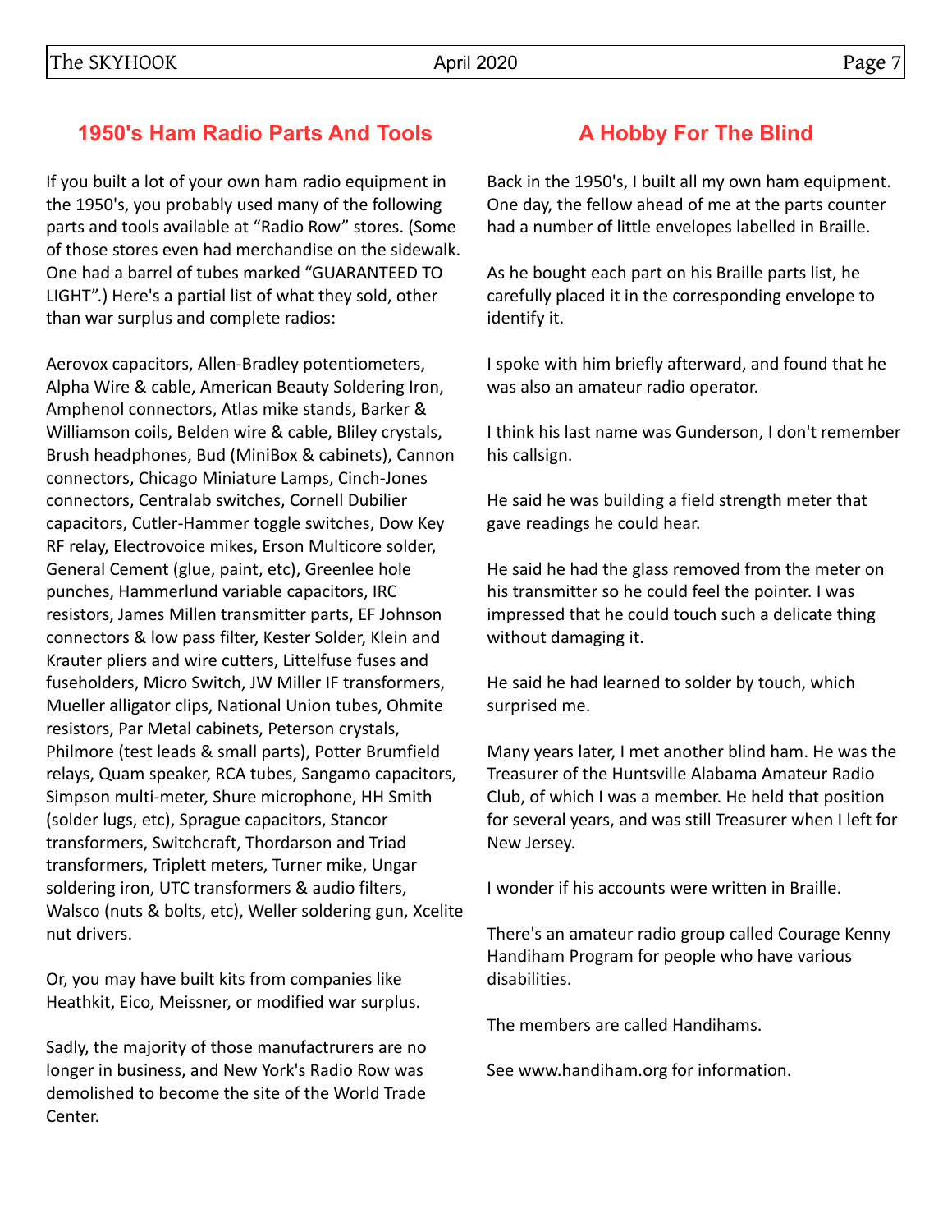## 1950's Ham Radio Parts And Tools

If you built a lot of your own ham radio equipment in the 1950's, you probably used many of the following parts and tools available at "Radio Row" stores. (Some of those stores even had merchandise on the sidewalk. One had a barrel of tubes marked "GUARANTEED TO LIGHT".) Here's a partial list of what they sold, other than war surplus and complete radios:

Aerovox capacitors, Allen-Bradley potentiometers, Alpha Wire & cable, American Beauty Soldering Iron, Amphenol connectors, Atlas mike stands, Barker & Williamson coils, Belden wire & cable, Bliley crystals, Brush headphones, Bud (MiniBox & cabinets), Cannon connectors, Chicago Miniature Lamps, Cinch-Jones connectors, Centralab switches, Cornell Dubilier capacitors, Cutler-Hammer toggle switches, Dow Key RF relay, Electrovoice mikes, Erson Multicore solder, General Cement (glue, paint, etc), Greenlee hole punches, Hammerlund variable capacitors, IRC resistors, James Millen transmitter parts, EF Johnson connectors & low pass filter, Kester Solder, Klein and Krauter pliers and wire cutters, Littelfuse fuses and fuseholders, Micro Switch, JW Miller IF transformers, Mueller alligator clips, National Union tubes, Ohmite resistors, Par Metal cabinets, Peterson crystals, Philmore (test leads & small parts), Potter Brumfield relays, Quam speaker, RCA tubes, Sangamo capacitors, Simpson multi-meter, Shure microphone, HH Smith (solder lugs, etc), Sprague capacitors, Stancor transformers, Switchcraft, Thordarson and Triad transformers, Triplett meters, Turner mike, Ungar soldering iron, UTC transformers & audio filters, Walsco (nuts & bolts, etc), Weller soldering gun, Xcelite nut drivers.

Or, you may have built kits from companies like Heathkit, Eico, Meissner, or modified war surplus.

Sadly, the majority of those manufactrurers are no longer in business, and New York's Radio Row was demolished to become the site of the World Trade Center.

## A Hobby For The Blind

Back in the 1950's, I built all my own ham equipment. One day, the fellow ahead of me at the parts counter had a number of little envelopes labelled in Braille.

As he bought each part on his Braille parts list, he carefully placed it in the corresponding envelope to identify it.

I spoke with him briefly afterward, and found that he was also an amateur radio operator.

I think his last name was Gunderson, I don't remember his callsign.

He said he was building a field strength meter that gave readings he could hear.

He said he had the glass removed from the meter on his transmitter so he could feel the pointer. I was impressed that he could touch such a delicate thing without damaging it.

He said he had learned to solder by touch, which surprised me.

Many years later, I met another blind ham. He was the Treasurer of the Huntsville Alabama Amateur Radio Club, of which I was a member. He held that position for several years, and was still Treasurer when I left for New Jersey.

I wonder if his accounts were written in Braille.

There's an amateur radio group called Courage Kenny Handiham Program for people who have various disabilities.

The members are called Handihams.

See www.handiham.org for information.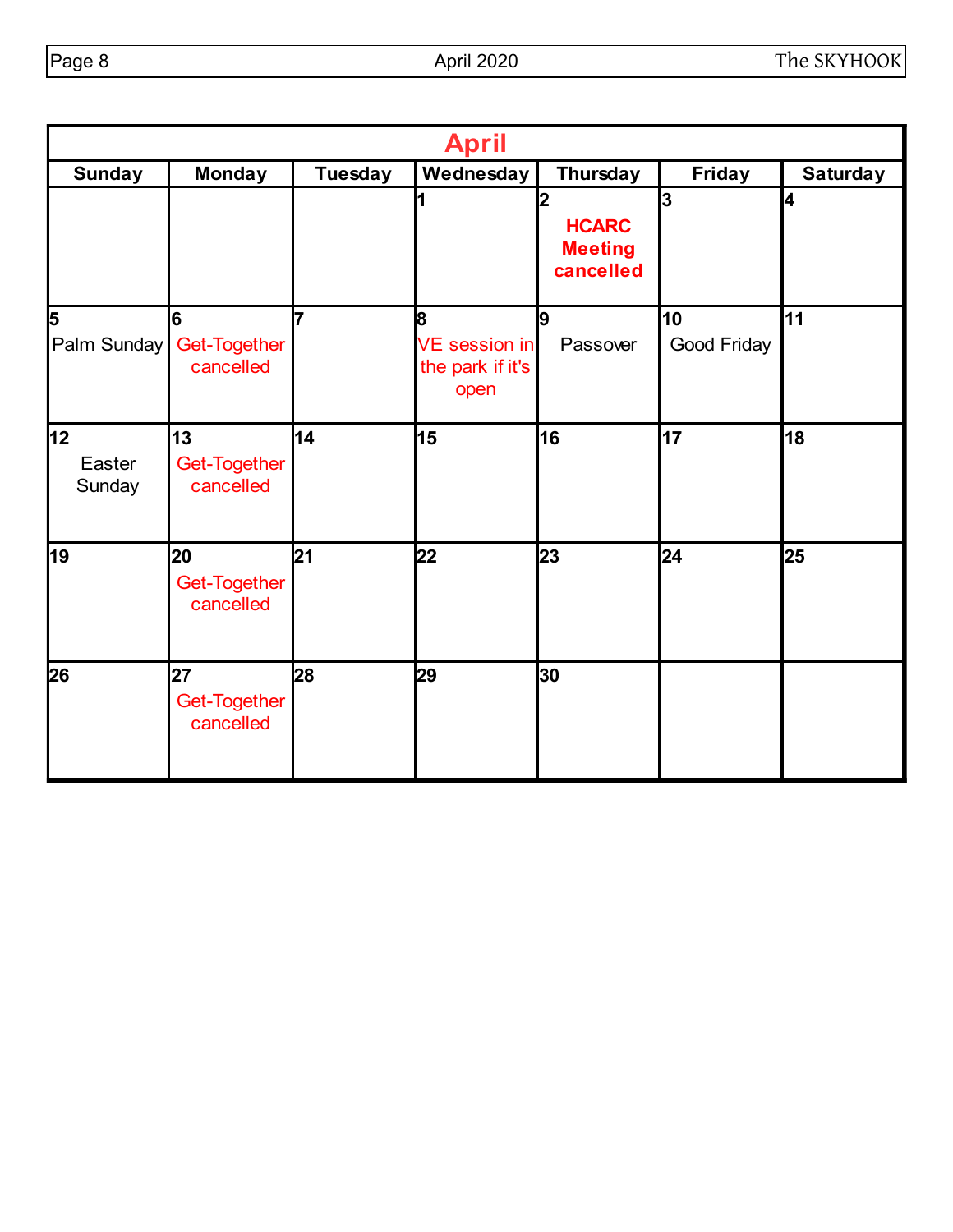| April | | | | | | |
|---|---|---|---|---|---|---|
| **Sunday** | **Monday** | **Tuesday** | **Wednesday** | **Thursday** | **Friday** | **Saturday** |
| | | | **1** | **2** **HCARC Meeting cancelled** | **3** | **4** |
| **5** Palm Sunday | **6** Get-Together cancelled | **7** | **8** VE session in the park if it's open | **9** Passover | **10** Good Friday | **11** |
| **12** Easter Sunday | **13** Get-Together cancelled | **14** | **15** | **16** | **17** | **18** |
| **19** | **20** Get-Together cancelled | **21** | **22** | **23** | **24** | **25** |
| **26** | **27** Get-Together cancelled | **28** | **29** | **30** | | |